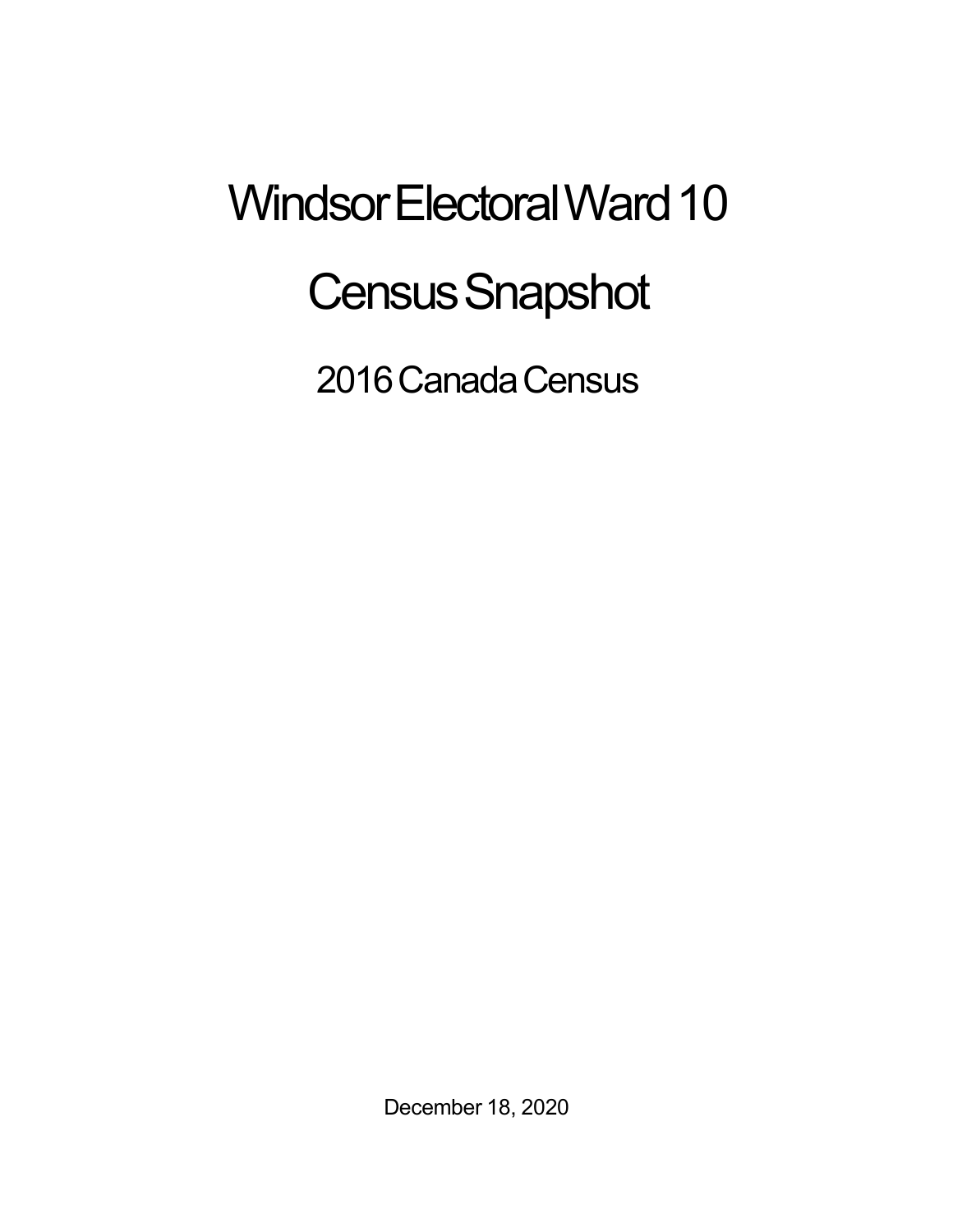# Windsor Electoral Ward 10

# Census Snapshot

## 2016 Canada Census

December 18, 2020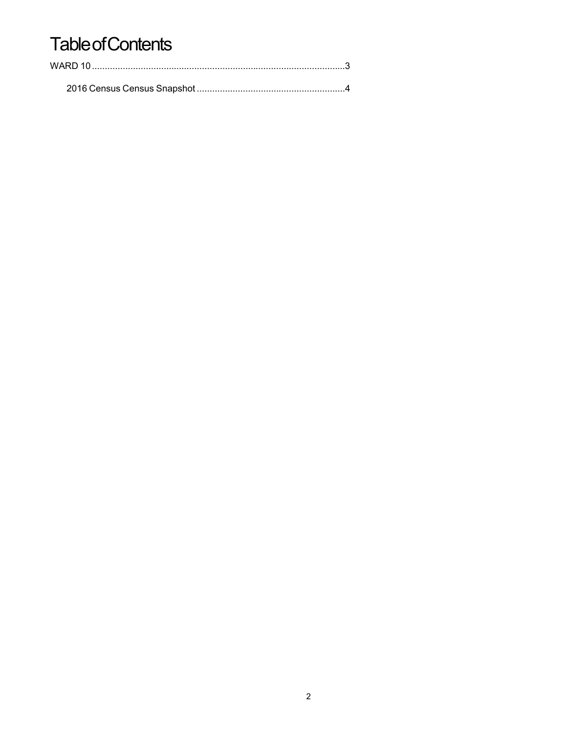# Table of Contents

WARD 10 ........................................................................................................3

- 2016 Census Census Snapshot ..........................................................4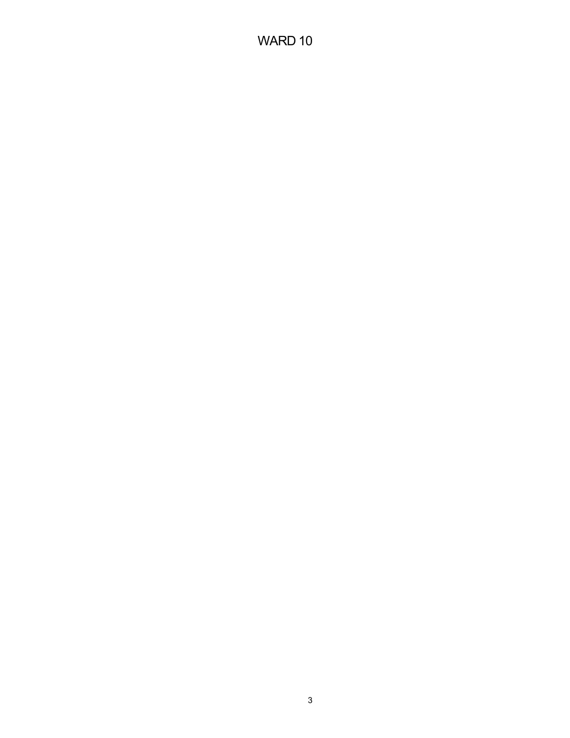# WARD 10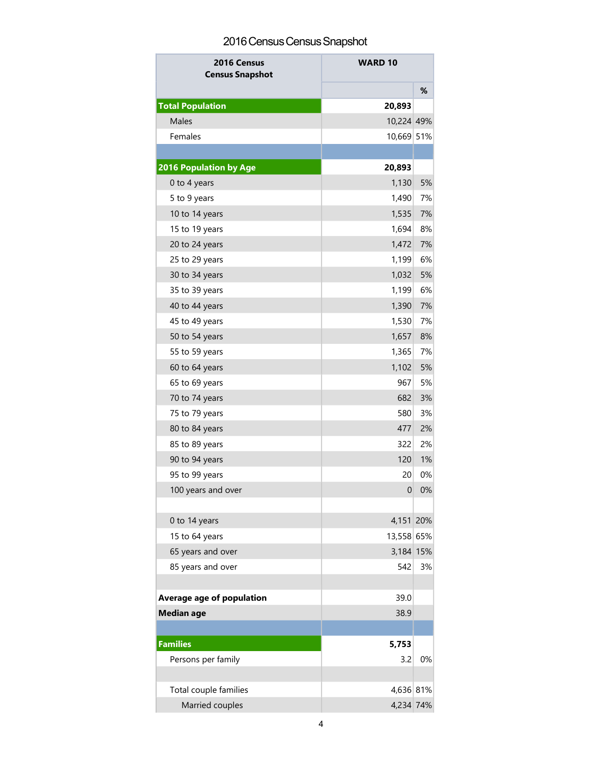# 2016 Census Census Snapshot

| 2016 Census Census Snapshot | WARD 10 | |
|---|---|---|
| | | % |
| **Total Population** | **20,893** | |
| Males | 10,224 | 49% |
| Females | 10,669 | 51% |
| | | |
| **2016 Population by Age** | **20,893** | |
| 0 to 4 years | 1,130 | 5% |
| 5 to 9 years | 1,490 | 7% |
| 10 to 14 years | 1,535 | 7% |
| 15 to 19 years | 1,694 | 8% |
| 20 to 24 years | 1,472 | 7% |
| 25 to 29 years | 1,199 | 6% |
| 30 to 34 years | 1,032 | 5% |
| 35 to 39 years | 1,199 | 6% |
| 40 to 44 years | 1,390 | 7% |
| 45 to 49 years | 1,530 | 7% |
| 50 to 54 years | 1,657 | 8% |
| 55 to 59 years | 1,365 | 7% |
| 60 to 64 years | 1,102 | 5% |
| 65 to 69 years | 967 | 5% |
| 70 to 74 years | 682 | 3% |
| 75 to 79 years | 580 | 3% |
| 80 to 84 years | 477 | 2% |
| 85 to 89 years | 322 | 2% |
| 90 to 94 years | 120 | 1% |
| 95 to 99 years | 20 | 0% |
| 100 years and over | 0 | 0% |
| | | |
| 0 to 14 years | 4,151 | 20% |
| 15 to 64 years | 13,558 | 65% |
| 65 years and over | 3,184 | 15% |
| 85 years and over | 542 | 3% |
| | | |
| **Average age of population** | 39.0 | |
| **Median age** | 38.9 | |
| | | |
| **Families** | **5,753** | |
| Persons per family | 3.2 | 0% |
| | | |
| Total couple families | 4,636 | 81% |
| Married couples | 4,234 | 74% |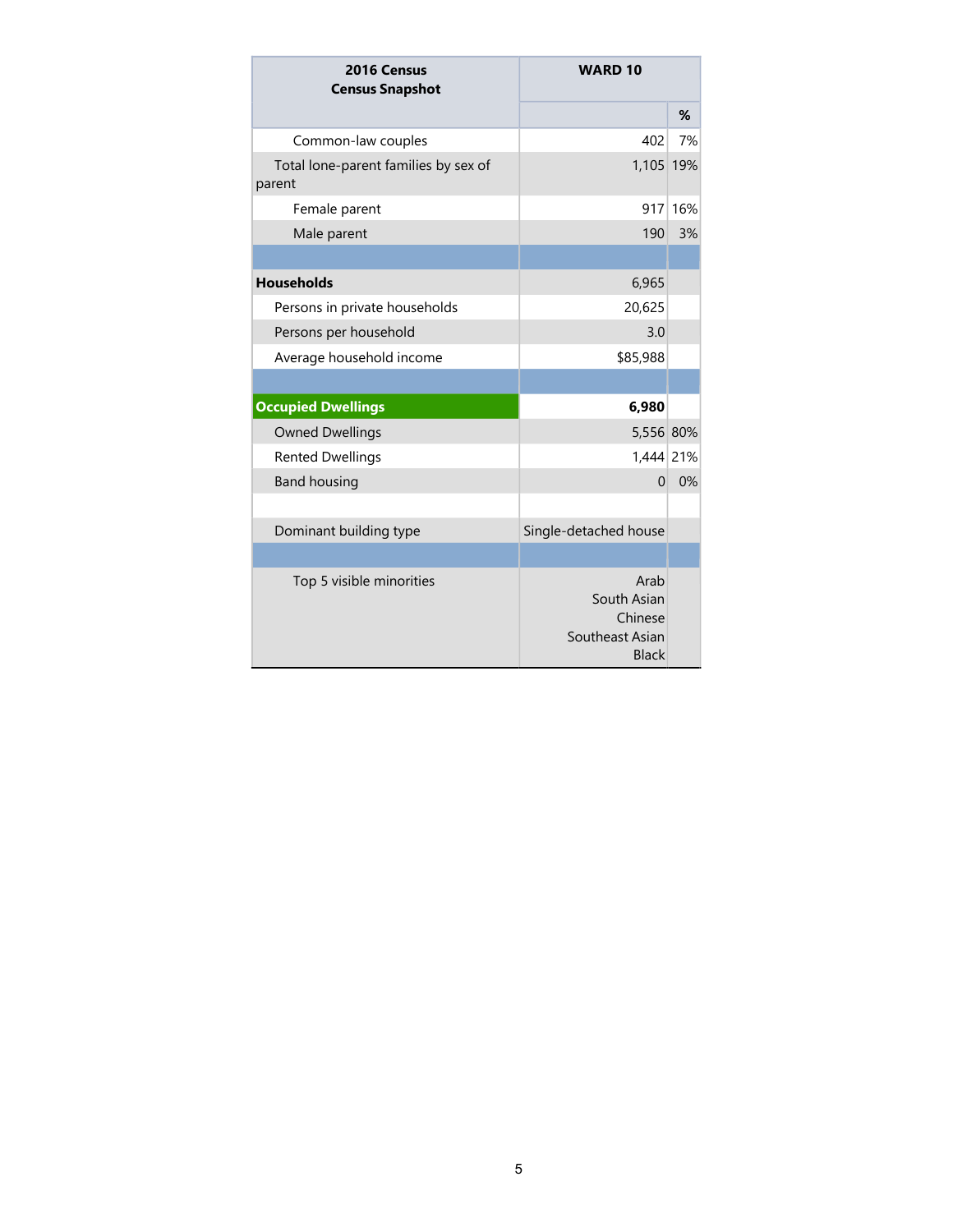| 2016 Census<br>Census Snapshot | WARD 10 | |
|---|---|---|
| | | % |
| Common-law couples | 402 | 7% |
| Total lone-parent families by sex of parent | 1,105 | 19% |
| Female parent | 917 | 16% |
| Male parent | 190 | 3% |
| | | |
| **Households** | 6,965 | |
| Persons in private households | 20,625 | |
| Persons per household | 3.0 | |
| Average household income | $85,988 | |
| | | |
| **Occupied Dwellings** | **6,980** | |
| Owned Dwellings | 5,556 | 80% |
| Rented Dwellings | 1,444 | 21% |
| Band housing | 0 | 0% |
| | | |
| Dominant building type | Single-detached house | |
| | | |
| Top 5 visible minorities | Arab<br>South Asian<br>Chinese<br>Southeast Asian<br>Black | |